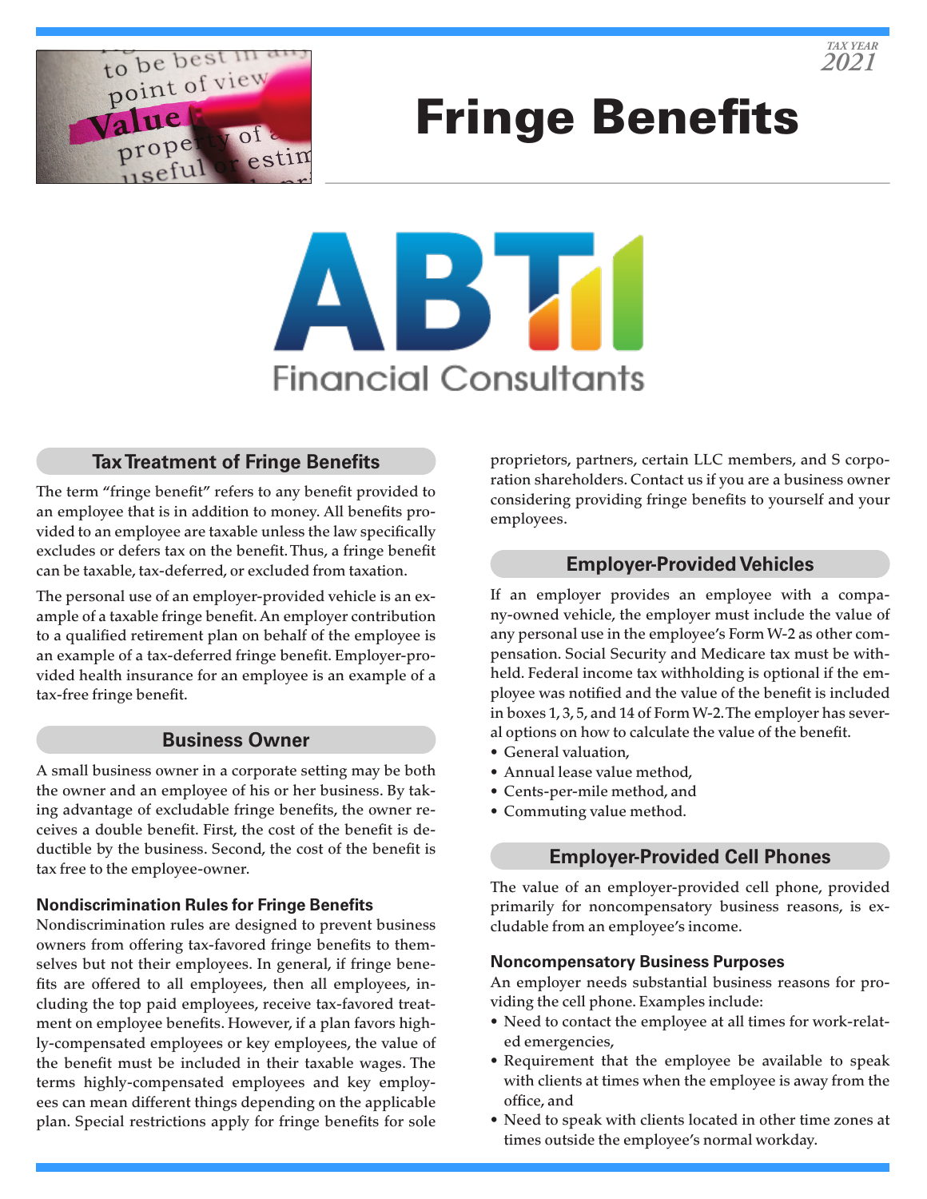TAX YEAR 2021

# Fringe Benefits

ABT Financial Consultants

## Tax Treatment of Fringe Benefits

The term "fringe benefit" refers to any benefit provided to an employee that is in addition to money. All benefits provided to an employee are taxable unless the law specifically excludes or defers tax on the benefit. Thus, a fringe benefit can be taxable, tax-deferred, or excluded from taxation.

The personal use of an employer-provided vehicle is an example of a taxable fringe benefit. An employer contribution to a qualified retirement plan on behalf of the employee is an example of a tax-deferred fringe benefit. Employer-provided health insurance for an employee is an example of a tax-free fringe benefit.

## Business Owner

A small business owner in a corporate setting may be both the owner and an employee of his or her business. By taking advantage of excludable fringe benefits, the owner receives a double benefit. First, the cost of the benefit is deductible by the business. Second, the cost of the benefit is tax free to the employee-owner.

### Nondiscrimination Rules for Fringe Benefits

Nondiscrimination rules are designed to prevent business owners from offering tax-favored fringe benefits to themselves but not their employees. In general, if fringe benefits are offered to all employees, then all employees, including the top paid employees, receive tax-favored treatment on employee benefits. However, if a plan favors highly-compensated employees or key employees, the value of the benefit must be included in their taxable wages. The terms highly-compensated employees and key employees can mean different things depending on the applicable plan. Special restrictions apply for fringe benefits for sole proprietors, partners, certain LLC members, and S corporation shareholders. Contact us if you are a business owner considering providing fringe benefits to yourself and your employees.

## Employer-Provided Vehicles

If an employer provides an employee with a company-owned vehicle, the employer must include the value of any personal use in the employee's Form W-2 as other compensation. Social Security and Medicare tax must be withheld. Federal income tax withholding is optional if the employee was notified and the value of the benefit is included in boxes 1, 3, 5, and 14 of Form W-2. The employer has several options on how to calculate the value of the benefit.

- General valuation,
- Annual lease value method,
- Cents-per-mile method, and
- Commuting value method.

## Employer-Provided Cell Phones

The value of an employer-provided cell phone, provided primarily for noncompensatory business reasons, is excludable from an employee's income.

### Noncompensatory Business Purposes

An employer needs substantial business reasons for providing the cell phone. Examples include:

- Need to contact the employee at all times for work-related emergencies,
- Requirement that the employee be available to speak with clients at times when the employee is away from the office, and
- Need to speak with clients located in other time zones at times outside the employee's normal workday.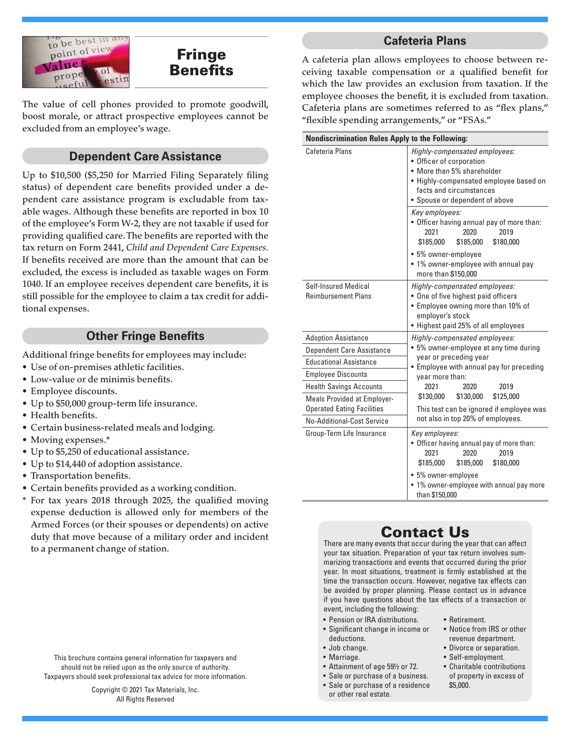The value of cell phones provided to promote goodwill, boost morale, or attract prospective employees cannot be excluded from an employee's wage.

## Dependent Care Assistance

Up to $10,500 ($5,250 for Married Filing Separately filing status) of dependent care benefits provided under a dependent care assistance program is excludable from taxable wages. Although these benefits are reported in box 10 of the employee's Form W-2, they are not taxable if used for providing qualified care. The benefits are reported with the tax return on Form 2441, *Child and Dependent Care Expenses.* If benefits received are more than the amount that can be excluded, the excess is included as taxable wages on Form 1040. If an employee receives dependent care benefits, it is still possible for the employee to claim a tax credit for additional expenses.

## Other Fringe Benefits

Additional fringe benefits for employees may include:

- Use of on-premises athletic facilities.
- Low-value or de minimis benefits.
- Employee discounts.
- Up to $50,000 group-term life insurance.
- Health benefits.
- Certain business-related meals and lodging.
- Moving expenses.*
- Up to $5,250 of educational assistance.
- Up to $14,440 of adoption assistance.
- Transportation benefits.
- Certain benefits provided as a working condition.

\* For tax years 2018 through 2025, the qualified moving expense deduction is allowed only for members of the Armed Forces (or their spouses or dependents) on active duty that move because of a military order and incident to a permanent change of station.

This brochure contains general information for taxpayers and should not be relied upon as the only source of authority. Taxpayers should seek professional tax advice for more information.

Copyright © 2021 Tax Materials, Inc.
All Rights Reserved

## Cafeteria Plans

A cafeteria plan allows employees to choose between receiving taxable compensation or a qualified benefit for which the law provides an exclusion from taxation. If the employee chooses the benefit, it is excluded from taxation. Cafeteria plans are sometimes referred to as "flex plans," "flexible spending arrangements," or "FSAs."

| Nondiscrimination Rules Apply to the Following: | |
|---|---|
| Cafeteria Plans | *Highly-compensated employees:* • Officer of corporation • More than 5% shareholder • Highly-compensated employee based on facts and circumstances • Spouse or dependent of above |
| | *Key employees:* • Officer having annual pay of more than: 2021 $185,000; 2020 $185,000; 2019 $180,000 • 5% owner-employee • 1% owner-employee with annual pay more than $150,000 |
| Self-Insured Medical Reimbursement Plans | *Highly-compensated employees:* • One of five highest paid officers • Employee owning more than 10% of employer's stock • Highest paid 25% of all employees |
| Adoption Assistance<br>Dependent Care Assistance<br>Educational Assistance<br>Employee Discounts<br>Health Savings Accounts<br>Meals Provided at Employer-Operated Eating Facilities<br>No-Additional-Cost Service | *Highly-compensated employees:* • 5% owner-employee at any time during year or preceding year • Employee with annual pay for preceding year more than: 2021 $130,000; 2020 $130,000; 2019 $125,000. This test can be ignored if employee was not also in top 20% of employees. |
| Group-Term Life Insurance | *Key employees:* • Officer having annual pay of more than: 2021 $185,000; 2020 $185,000; 2019 $180,000 • 5% owner-employee • 1% owner-employee with annual pay more than $150,000 |

## Contact Us

There are many events that occur during the year that can affect your tax situation. Preparation of your tax return involves summarizing transactions and events that occurred during the prior year. In most situations, treatment is firmly established at the time the transaction occurs. However, negative tax effects can be avoided by proper planning. Please contact us in advance if you have questions about the tax effects of a transaction or event, including the following:

- Pension or IRA distributions.
- Significant change in income or deductions.
- Job change.
- Marriage.
- Attainment of age 59½ or 72.
- Sale or purchase of a business.
- Sale or purchase of a residence or other real estate.
- Retirement.
- Notice from IRS or other revenue department.
- Divorce or separation.
- Self-employment.
- Charitable contributions of property in excess of $5,000.